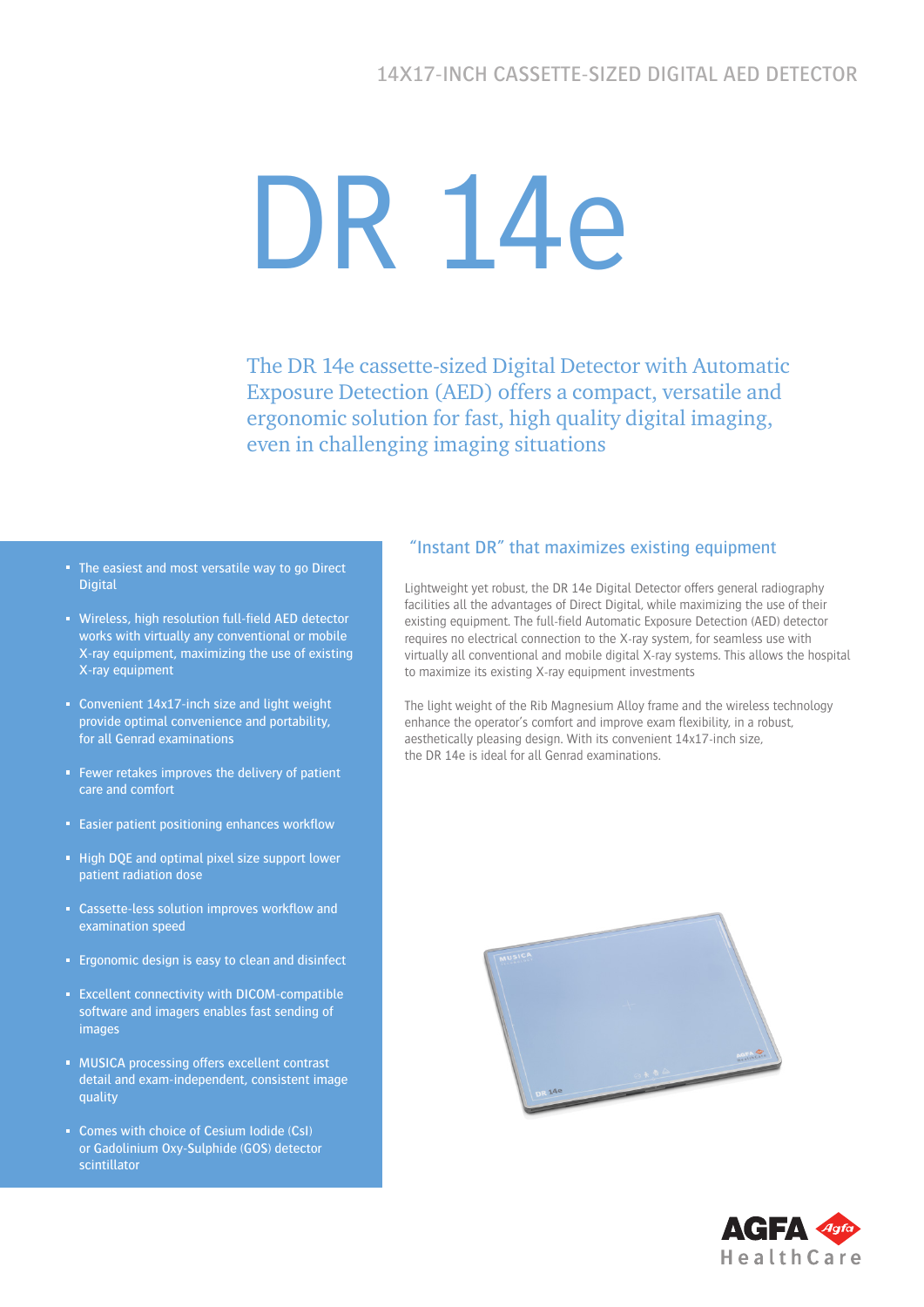14X17-INCH CASSETTE-SIZED DIGITAL AED DETECTOR

# DR 14e

## The DR 14e cassette-sized Digital Detector with Automatic Exposure Detection (AED) offers a compact, versatile and ergonomic solution for fast, high quality digital imaging, even in challenging imaging situations

- The easiest and most versatile way to go Direct Digital
- Wireless, high resolution full-field AED detector works with virtually any conventional or mobile X-ray equipment, maximizing the use of existing X-ray equipment
- Convenient 14x17-inch size and light weight provide optimal convenience and portability, for all Genrad examinations
- Fewer retakes improves the delivery of patient care and comfort
- Easier patient positioning enhances workflow
- High DQE and optimal pixel size support lower patient radiation dose
- Cassette-less solution improves workflow and examination speed
- Ergonomic design is easy to clean and disinfect
- Excellent connectivity with DICOM-compatible software and imagers enables fast sending of images
- MUSICA processing offers excellent contrast detail and exam-independent, consistent image quality
- Comes with choice of Cesium Iodide (CsI) or Gadolinium Oxy-Sulphide (GOS) detector scintillator

### "Instant DR" that maximizes existing equipment

Lightweight yet robust, the DR 14e Digital Detector offers general radiography facilities all the advantages of Direct Digital, while maximizing the use of their existing equipment. The full-field Automatic Exposure Detection (AED) detector requires no electrical connection to the X-ray system, for seamless use with virtually all conventional and mobile digital X-ray systems. This allows the hospital to maximize its existing X-ray equipment investments

The light weight of the Rib Magnesium Alloy frame and the wireless technology enhance the operator's comfort and improve exam flexibility, in a robust, aesthetically pleasing design. With its convenient 14x17-inch size, the DR 14e is ideal for all Genrad examinations.

AGFA HealthCare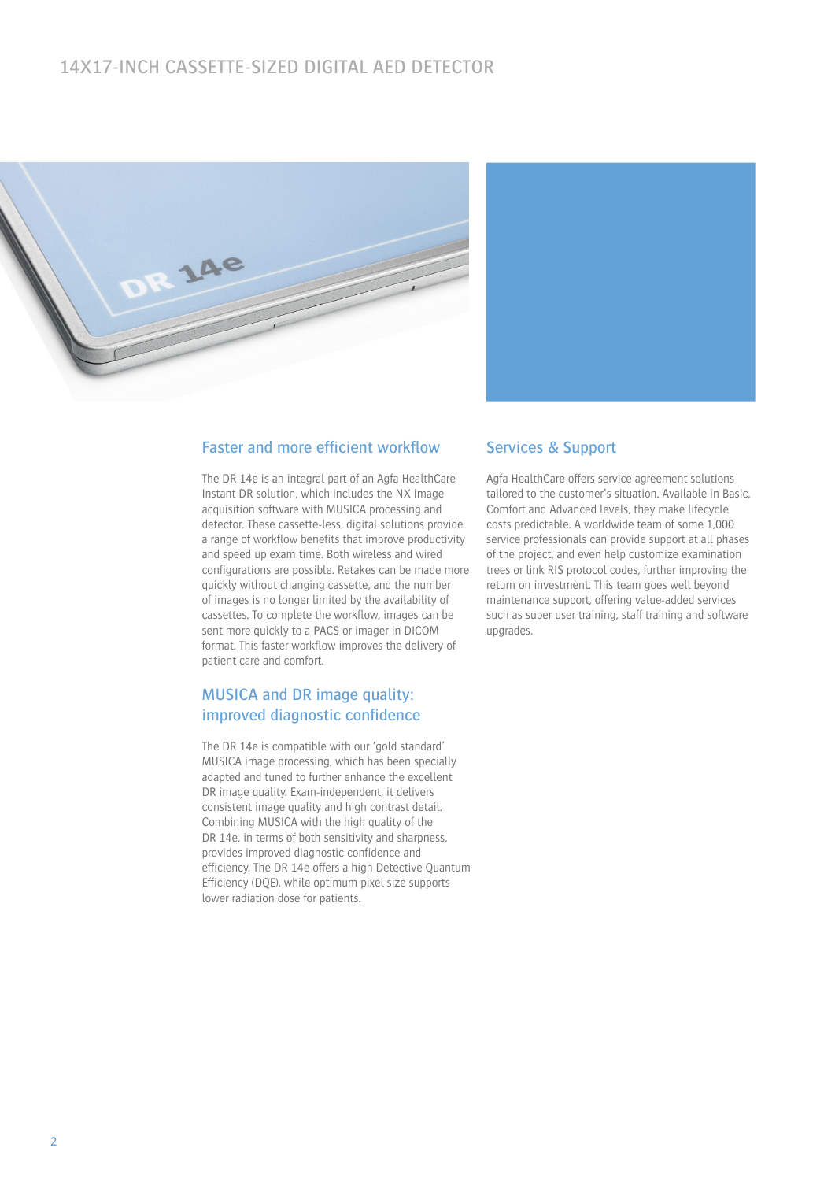# 14X17-INCH CASSETTE-SIZED DIGITAL AED DETECTOR

## Faster and more efficient workflow

The DR 14e is an integral part of an Agfa HealthCare Instant DR solution, which includes the NX image acquisition software with MUSICA processing and detector. These cassette-less, digital solutions provide a range of workflow benefits that improve productivity and speed up exam time. Both wireless and wired configurations are possible. Retakes can be made more quickly without changing cassette, and the number of images is no longer limited by the availability of cassettes. To complete the workflow, images can be sent more quickly to a PACS or imager in DICOM format. This faster workflow improves the delivery of patient care and comfort.

## MUSICA and DR image quality: improved diagnostic confidence

The DR 14e is compatible with our 'gold standard' MUSICA image processing, which has been specially adapted and tuned to further enhance the excellent DR image quality. Exam-independent, it delivers consistent image quality and high contrast detail. Combining MUSICA with the high quality of the DR 14e, in terms of both sensitivity and sharpness, provides improved diagnostic confidence and efficiency. The DR 14e offers a high Detective Quantum Efficiency (DQE), while optimum pixel size supports lower radiation dose for patients.

## Services & Support

Agfa HealthCare offers service agreement solutions tailored to the customer's situation. Available in Basic, Comfort and Advanced levels, they make lifecycle costs predictable. A worldwide team of some 1,000 service professionals can provide support at all phases of the project, and even help customize examination trees or link RIS protocol codes, further improving the return on investment. This team goes well beyond maintenance support, offering value-added services such as super user training, staff training and software upgrades.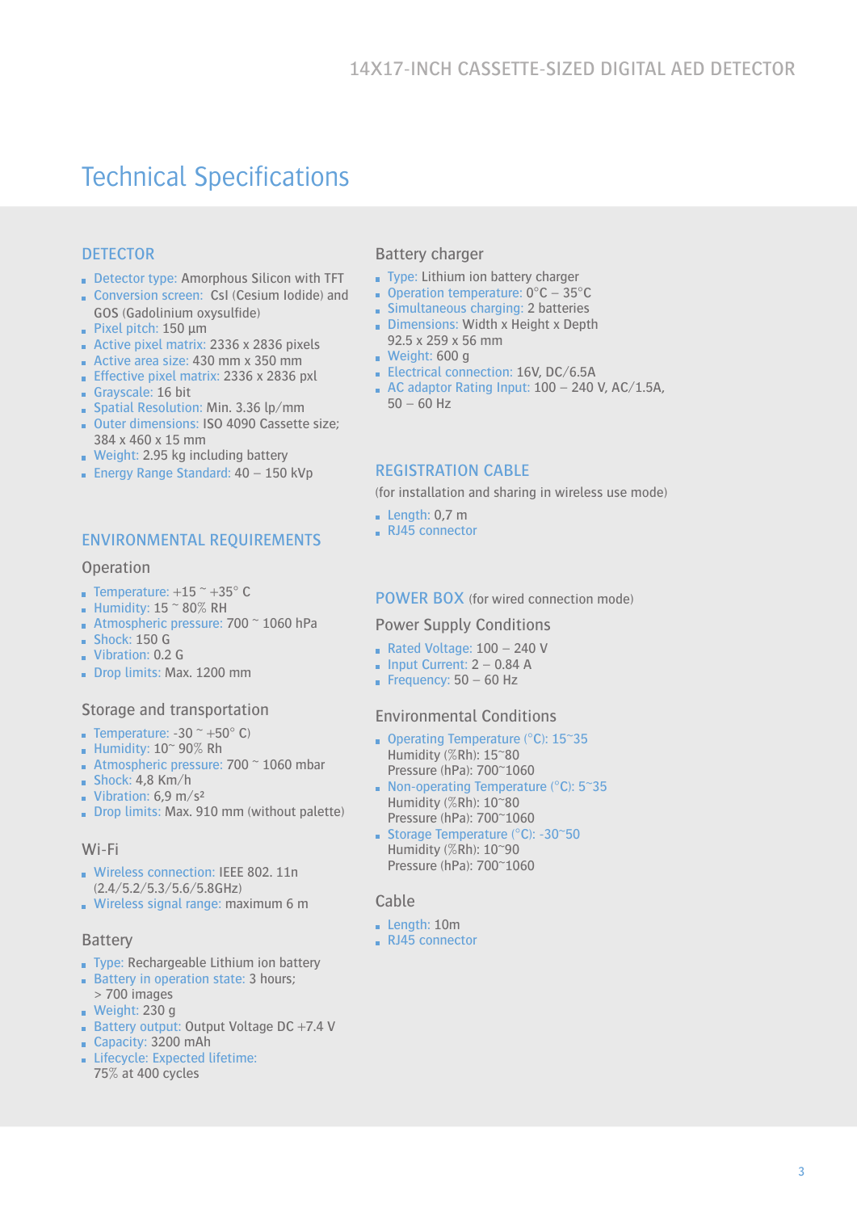# Technical Specifications

## DETECTOR

- Detector type: Amorphous Silicon with TFT
- Conversion screen: CsI (Cesium Iodide) and GOS (Gadolinium oxysulfide)
- Pixel pitch: 150 µm
- Active pixel matrix: 2336 x 2836 pixels
- Active area size: 430 mm x 350 mm
- Effective pixel matrix: 2336 x 2836 pxl
- Grayscale: 16 bit
- Spatial Resolution: Min. 3.36 lp/mm
- Outer dimensions: ISO 4090 Cassette size; 384 x 460 x 15 mm
- Weight: 2.95 kg including battery
- Energy Range Standard: 40 – 150 kVp

## ENVIRONMENTAL REQUIREMENTS

### Operation

- Temperature: +15 ~ +35° C
- Humidity: 15 ~ 80% RH
- Atmospheric pressure: 700 ~ 1060 hPa
- Shock: 150 G
- Vibration: 0.2 G
- Drop limits: Max. 1200 mm

### Storage and transportation

- Temperature: -30 ~ +50° C)
- Humidity: 10~ 90% Rh
- Atmospheric pressure: 700 ~ 1060 mbar
- Shock: 4,8 Km/h
- Vibration: 6,9 m/s²
- Drop limits: Max. 910 mm (without palette)

### Wi-Fi

- Wireless connection: IEEE 802. 11n (2.4/5.2/5.3/5.6/5.8GHz)
- Wireless signal range: maximum 6 m

### Battery

- Type: Rechargeable Lithium ion battery
- Battery in operation state: 3 hours; > 700 images
- Weight: 230 g
- Battery output: Output Voltage DC +7.4 V
- Capacity: 3200 mAh
- Lifecycle: Expected lifetime: 75% at 400 cycles

### Battery charger

- Type: Lithium ion battery charger
- Operation temperature: 0°C – 35°C
- Simultaneous charging: 2 batteries
- Dimensions: Width x Height x Depth 92.5 x 259 x 56 mm
- Weight: 600 g
- Electrical connection: 16V, DC/6.5A
- AC adaptor Rating Input: 100 – 240 V, AC/1.5A, 50 – 60 Hz

## REGISTRATION CABLE

(for installation and sharing in wireless use mode)

- Length: 0,7 m
- RJ45 connector

## POWER BOX (for wired connection mode)

### Power Supply Conditions

- Rated Voltage: 100 – 240 V
- Input Current: 2 – 0.84 A
- Frequency: 50 – 60 Hz

### Environmental Conditions

- Operating Temperature (°C): 15~35
  Humidity (%Rh): 15~80
  Pressure (hPa): 700~1060
- Non-operating Temperature (°C): 5~35
  Humidity (%Rh): 10~80
  Pressure (hPa): 700~1060
- Storage Temperature (°C): -30~50
  Humidity (%Rh): 10~90
  Pressure (hPa): 700~1060

### Cable

- Length: 10m
- RJ45 connector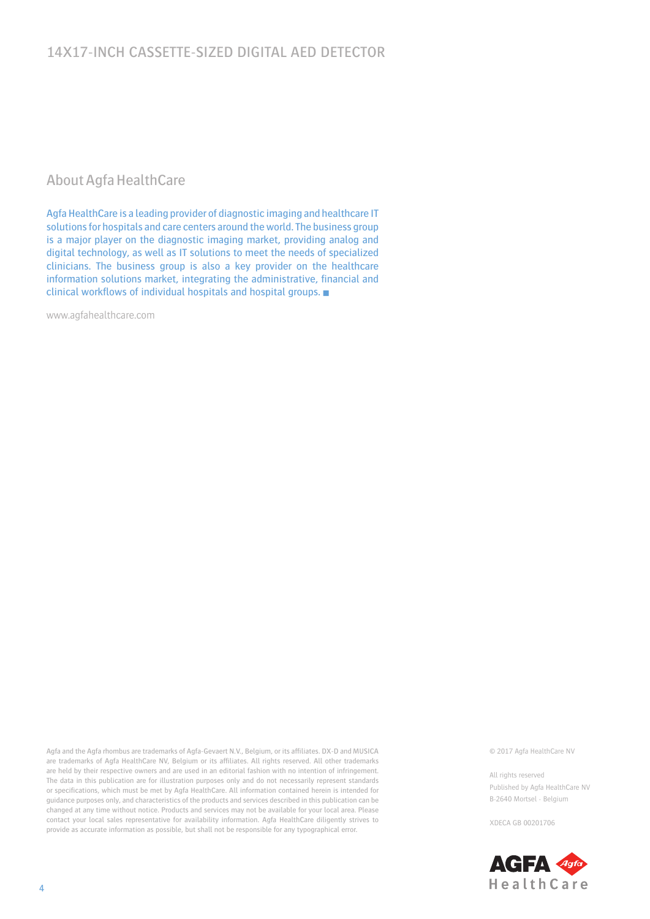## About Agfa HealthCare

Agfa HealthCare is a leading provider of diagnostic imaging and healthcare IT solutions for hospitals and care centers around the world. The business group is a major player on the diagnostic imaging market, providing analog and digital technology, as well as IT solutions to meet the needs of specialized clinicians. The business group is also a key provider on the healthcare information solutions market, integrating the administrative, financial and clinical workflows of individual hospitals and hospital groups. ■

www.agfahealthcare.com

Agfa and the Agfa rhombus are trademarks of Agfa-Gevaert N.V., Belgium, or its affiliates. DX-D and MUSICA are trademarks of Agfa HealthCare NV, Belgium or its affiliates. All rights reserved. All other trademarks are held by their respective owners and are used in an editorial fashion with no intention of infringement. The data in this publication are for illustration purposes only and do not necessarily represent standards or specifications, which must be met by Agfa HealthCare. All information contained herein is intended for guidance purposes only, and characteristics of the products and services described in this publication can be changed at any time without notice. Products and services may not be available for your local area. Please contact your local sales representative for availability information. Agfa HealthCare diligently strives to provide as accurate information as possible, but shall not be responsible for any typographical error.

© 2017 Agfa HealthCare NV

All rights reserved
Published by Agfa HealthCare NV
B-2640 Mortsel - Belgium

XDECA GB 00201706

AGFA HealthCare